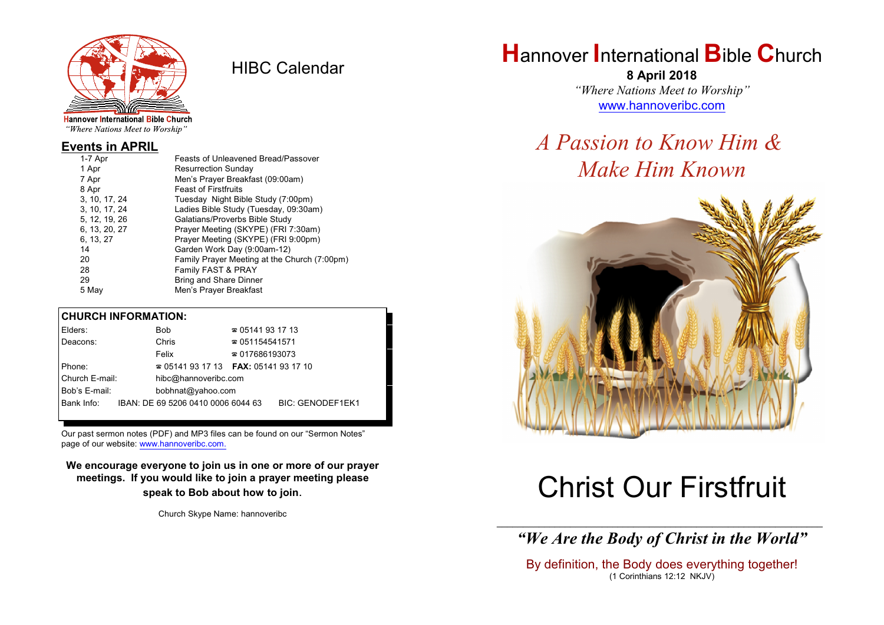Hannover International Bible Church
*"Where Nations Meet to Worship"*

# HIBC Calendar

## Events in APRIL

| | |
|---|---|
| 1-7 Apr | Feasts of Unleavened Bread/Passover |
| 1 Apr | Resurrection Sunday |
| 7 Apr | Men's Prayer Breakfast (09:00am) |
| 8 Apr | Feast of Firstfruits |
| 3, 10, 17, 24 | Tuesday Night Bible Study (7:00pm) |
| 3, 10, 17, 24 | Ladies Bible Study (Tuesday, 09:30am) |
| 5, 12, 19, 26 | Galatians/Proverbs Bible Study |
| 6, 13, 20, 27 | Prayer Meeting (SKYPE) (FRI 7:30am) |
| 6, 13, 27 | Prayer Meeting (SKYPE) (FRI 9:00pm) |
| 14 | Garden Work Day (9:00am-12) |
| 20 | Family Prayer Meeting at the Church (7:00pm) |
| 28 | Family FAST & PRAY |
| 29 | Bring and Share Dinner |
| 5 May | Men's Prayer Breakfast |

## CHURCH INFORMATION:

| | | |
|---|---|---|
| Elders: | Bob | ☎ 05141 93 17 13 |
| Deacons: | Chris | ☎ 051154541571 |
| | Felix | ☎ 017686193073 |
| Phone: | ☎ 05141 93 17 13 | **FAX:** 05141 93 17 10 |
| Church E-mail: | hibc@hannoveribc.com | |
| Bob's E-mail: | bobhnat@yahoo.com | |
| Bank Info: | IBAN: DE 69 5206 0410 0006 6044 63 | BIC: GENODEF1EK1 |

Our past sermon notes (PDF) and MP3 files can be found on our "Sermon Notes" page of our website: www.hannoveribc.com.

**We encourage everyone to join us in one or more of our prayer meetings. If you would like to join a prayer meeting please speak to Bob about how to join.**

Church Skype Name: hannoveribc

# Hannover International Bible Church

**8 April 2018**
*"Where Nations Meet to Worship"*
www.hannoveribc.com

## *A Passion to Know Him & Make Him Known*

# Christ Our Firstfruit

---

***"We Are the Body of Christ in the World"***

By definition, the Body does everything together!
(1 Corinthians 12:12 NKJV)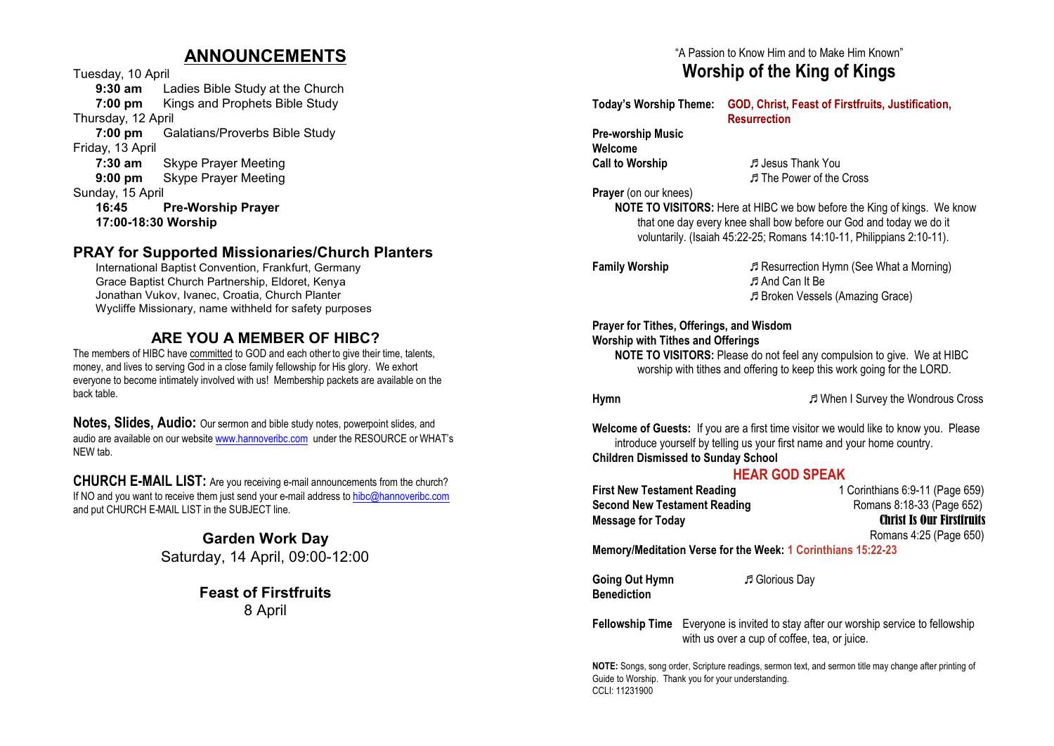# ANNOUNCEMENTS

Tuesday, 10 April

- **9:30 am** Ladies Bible Study at the Church
- **7:00 pm** Kings and Prophets Bible Study

Thursday, 12 April

- **7:00 pm** Galatians/Proverbs Bible Study

Friday, 13 April

- **7:30 am** Skype Prayer Meeting
- **9:00 pm** Skype Prayer Meeting

Sunday, 15 April

- **16:45 Pre-Worship Prayer**
- **17:00-18:30 Worship**

## PRAY for Supported Missionaries/Church Planters

International Baptist Convention, Frankfurt, Germany
Grace Baptist Church Partnership, Eldoret, Kenya
Jonathan Vukov, Ivanec, Croatia, Church Planter
Wycliffe Missionary, name withheld for safety purposes

## ARE YOU A MEMBER OF HIBC?

The members of HIBC have committed to GOD and each other to give their time, talents, money, and lives to serving God in a close family fellowship for His glory. We exhort everyone to become intimately involved with us! Membership packets are available on the back table.

**Notes, Slides, Audio:** Our sermon and bible study notes, powerpoint slides, and audio are available on our website www.hannoveribc.com under the RESOURCE or WHAT's NEW tab.

**CHURCH E-MAIL LIST:** Are you receiving e-mail announcements from the church? If NO and you want to receive them just send your e-mail address to hibc@hannoveribc.com and put CHURCH E-MAIL LIST in the SUBJECT line.

**Garden Work Day**
Saturday, 14 April, 09:00-12:00

**Feast of Firstfruits**
8 April

"A Passion to Know Him and to Make Him Known"

# Worship of the King of Kings

**Today's Worship Theme:** **GOD, Christ, Feast of Firstfruits, Justification, Resurrection**

**Pre-worship Music**

**Welcome**

**Call to Worship** ♬ Jesus Thank You
♬ The Power of the Cross

**Prayer** (on our knees)

**NOTE TO VISITORS:** Here at HIBC we bow before the King of kings. We know that one day every knee shall bow before our God and today we do it voluntarily. (Isaiah 45:22-25; Romans 14:10-11, Philippians 2:10-11).

**Family Worship** ♬ Resurrection Hymn (See What a Morning)
♬ And Can It Be
♬ Broken Vessels (Amazing Grace)

**Prayer for Tithes, Offerings, and Wisdom**

**Worship with Tithes and Offerings**

**NOTE TO VISITORS:** Please do not feel any compulsion to give. We at HIBC worship with tithes and offering to keep this work going for the LORD.

**Hymn** ♬ When I Survey the Wondrous Cross

**Welcome of Guests:** If you are a first time visitor we would like to know you. Please introduce yourself by telling us your first name and your home country.

**Children Dismissed to Sunday School**

## HEAR GOD SPEAK

**First New Testament Reading** 1 Corinthians 6:9-11 (Page 659)
**Second New Testament Reading** Romans 8:18-33 (Page 652)
**Message for Today** **Christ Is Our Firstfruits**
Romans 4:25 (Page 650)

**Memory/Meditation Verse for the Week: 1 Corinthians 15:22-23**

**Going Out Hymn** ♬ Glorious Day

**Benediction**

**Fellowship Time** Everyone is invited to stay after our worship service to fellowship with us over a cup of coffee, tea, or juice.

**NOTE:** Songs, song order, Scripture readings, sermon text, and sermon title may change after printing of Guide to Worship. Thank you for your understanding.
CCLI: 11231900